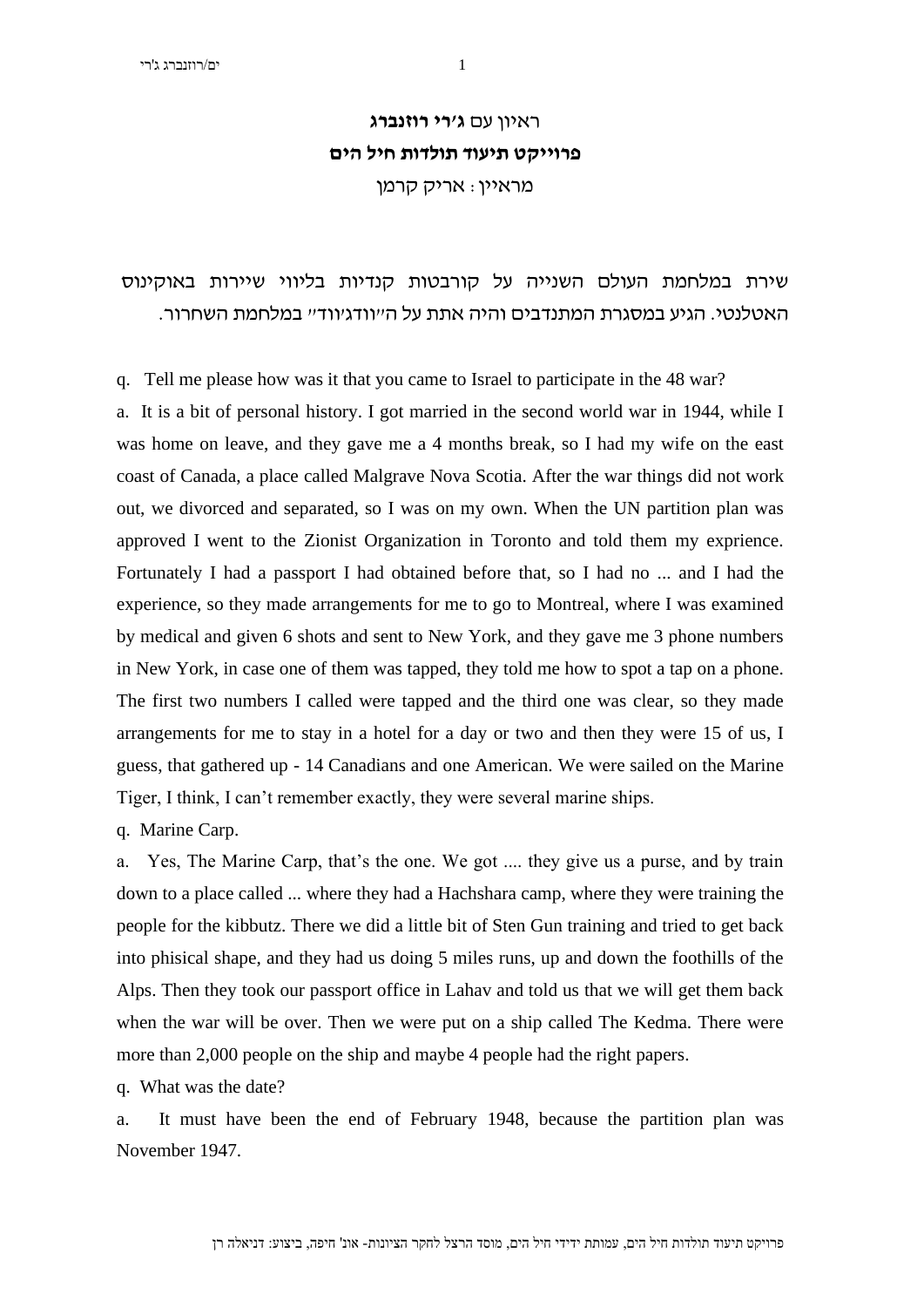# ראיון עם **ג'רי רוזנברג**

## **פרוייקט תיעוד תולדות חיל הים**

מראיין: אריק קרמן

שירת במלחמת העולם השנייה על קורבטות קנדיות בליווי שיירות באוקינוס האטלנטי. הגיע במסגרת המתנדבים והיה אתת על ה"וודג'ווד" במלחמת השחרור.

q. Tell me please how was it that you came to Israel to participate in the 48 war?

a. It is a bit of personal history. I got married in the second world war in 1944, while I was home on leave, and they gave me a 4 months break, so I had my wife on the east coast of Canada, a place called Malgrave Nova Scotia. After the war things did not work out, we divorced and separated, so I was on my own. When the UN partition plan was approved I went to the Zionist Organization in Toronto and told them my exprience. Fortunately I had a passport I had obtained before that, so I had no ... and I had the experience, so they made arrangements for me to go to Montreal, where I was examined by medical and given 6 shots and sent to New York, and they gave me 3 phone numbers in New York, in case one of them was tapped, they told me how to spot a tap on a phone. The first two numbers I called were tapped and the third one was clear, so they made arrangements for me to stay in a hotel for a day or two and then they were 15 of us, I guess, that gathered up - 14 Canadians and one American. We were sailed on the Marine Tiger, I think, I can't remember exactly, they were several marine ships.

q. Marine Carp.

a. Yes, The Marine Carp, that's the one. We got .... they give us a purse, and by train down to a place called ... where they had a Hachshara camp, where they were training the people for the kibbutz. There we did a little bit of Sten Gun training and tried to get back into phisical shape, and they had us doing 5 miles runs, up and down the foothills of the Alps. Then they took our passport office in Lahav and told us that we will get them back when the war will be over. Then we were put on a ship called The Kedma. There were more than 2,000 people on the ship and maybe 4 people had the right papers.

q. What was the date?

a. It must have been the end of February 1948, because the partition plan was November 1947.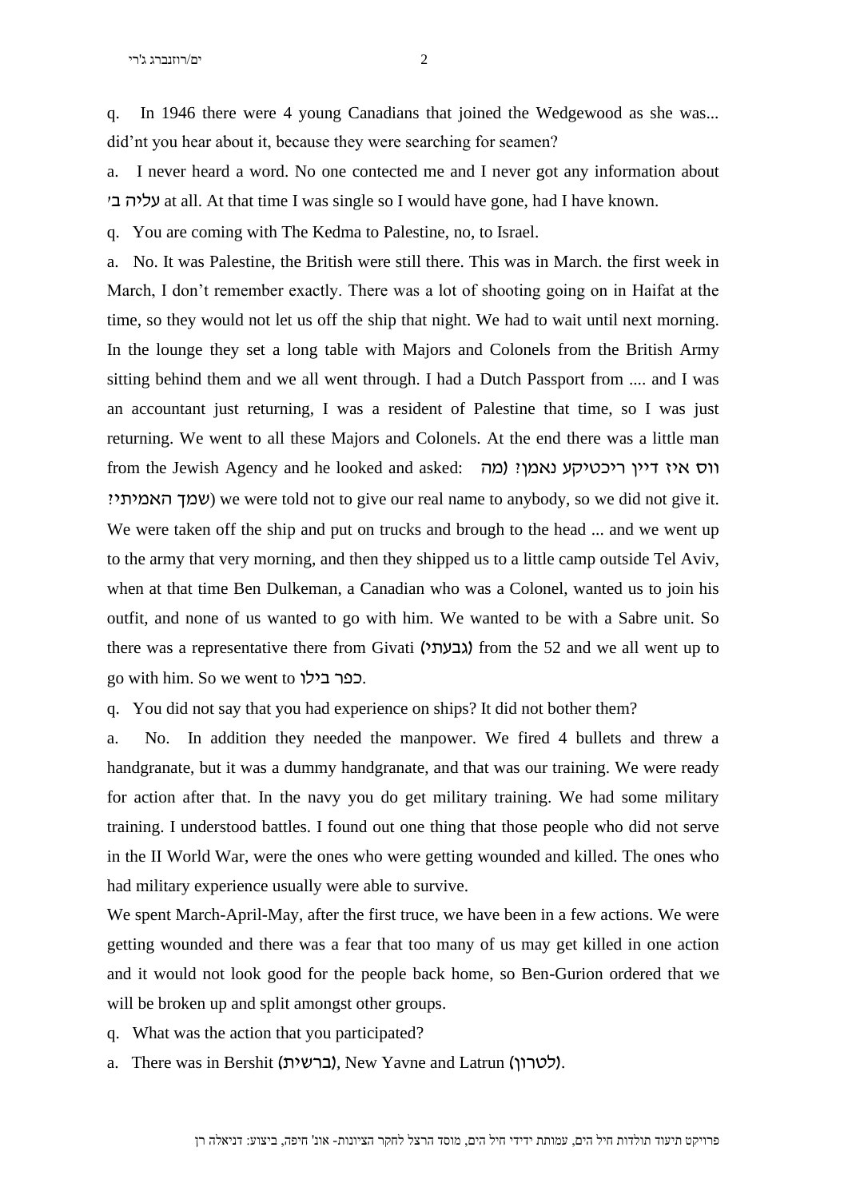q. In 1946 there were 4 young Canadians that joined the Wedgewood as she was... did'nt you hear about it, because they were searching for seamen?

a. I never heard a word. No one contected me and I never got any information about עליה ב' at all. At that time I was single so I would have gone, had I have known.

q. You are coming with The Kedma to Palestine, no, to Israel.

a. No. It was Palestine, the British were still there. This was in March. the first week in March, I don't remember exactly. There was a lot of shooting going on in Haifat at the time, so they would not let us off the ship that night. We had to wait until next morning. In the lounge they set a long table with Majors and Colonels from the British Army sitting behind them and we all went through. I had a Dutch Passport from .... and I was an accountant just returning, I was a resident of Palestine that time, so I was just returning. We went to all these Majors and Colonels. At the end there was a little man from the Jewish Agency and he looked and asked: ווס איז דיין ריכטיקע נאמן? (מה שמך האמיתי?) we were told not to give our real name to anybody, so we did not give it. We were taken off the ship and put on trucks and brough to the head ... and we went up to the army that very morning, and then they shipped us to a little camp outside Tel Aviv, when at that time Ben Dulkeman, a Canadian who was a Colonel, wanted us to join his outfit, and none of us wanted to go with him. We wanted to be with a Sabre unit. So there was a representative there from Givati (גבעתי) from the 52 and we all went up to go with him. So we went to כפר בילו.

q. You did not say that you had experience on ships? It did not bother them?

a. No. In addition they needed the manpower. We fired 4 bullets and threw a handgranate, but it was a dummy handgranate, and that was our training. We were ready for action after that. In the navy you do get military training. We had some military training. I understood battles. I found out one thing that those people who did not serve in the II World War, were the ones who were getting wounded and killed. The ones who had military experience usually were able to survive.

We spent March-April-May, after the first truce, we have been in a few actions. We were getting wounded and there was a fear that too many of us may get killed in one action and it would not look good for the people back home, so Ben-Gurion ordered that we will be broken up and split amongst other groups.

q. What was the action that you participated?

a. There was in Bershit (ברשית), New Yavne and Latrun (לטרון).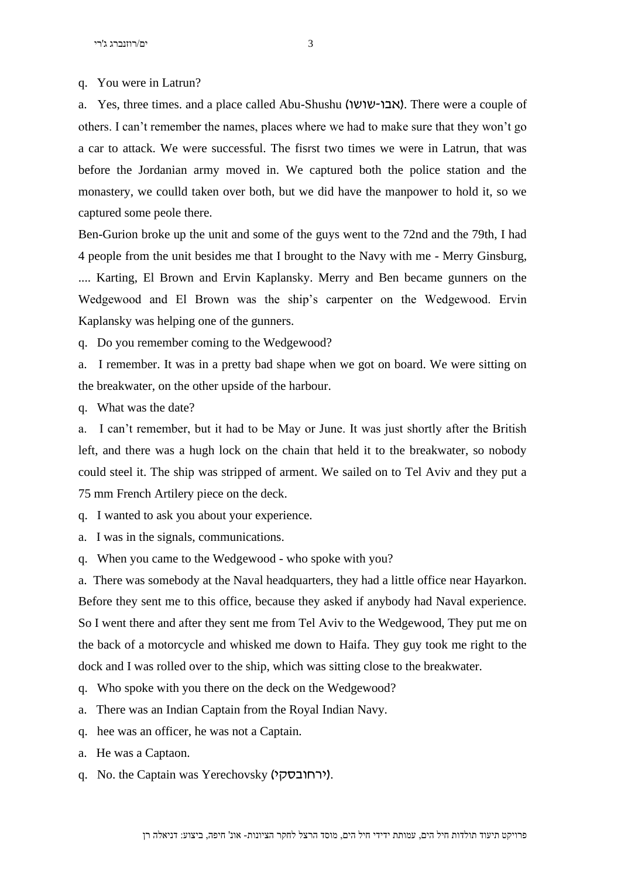q. You were in Latrun?

a. Yes, three times. and a place called Abu-Shushu (אבו-שושו). There were a couple of others. I can't remember the names, places where we had to make sure that they won't go a car to attack. We were successful. The fisrst two times we were in Latrun, that was before the Jordanian army moved in. We captured both the police station and the monastery, we coulld taken over both, but we did have the manpower to hold it, so we captured some peole there.

Ben-Gurion broke up the unit and some of the guys went to the 72nd and the 79th, I had 4 people from the unit besides me that I brought to the Navy with me - Merry Ginsburg, .... Karting, El Brown and Ervin Kaplansky. Merry and Ben became gunners on the Wedgewood and El Brown was the ship's carpenter on the Wedgewood. Ervin Kaplansky was helping one of the gunners.

q. Do you remember coming to the Wedgewood?

a. I remember. It was in a pretty bad shape when we got on board. We were sitting on the breakwater, on the other upside of the harbour.

q. What was the date?

a. I can't remember, but it had to be May or June. It was just shortly after the British left, and there was a hugh lock on the chain that held it to the breakwater, so nobody could steel it. The ship was stripped of arment. We sailed on to Tel Aviv and they put a 75 mm French Artilery piece on the deck.

q. I wanted to ask you about your experience.

a. I was in the signals, communications.

q. When you came to the Wedgewood - who spoke with you?

a. There was somebody at the Naval headquarters, they had a little office near Hayarkon. Before they sent me to this office, because they asked if anybody had Naval experience. So I went there and after they sent me from Tel Aviv to the Wedgewood, They put me on the back of a motorcycle and whisked me down to Haifa. They guy took me right to the dock and I was rolled over to the ship, which was sitting close to the breakwater.

q. Who spoke with you there on the deck on the Wedgewood?

a. There was an Indian Captain from the Royal Indian Navy.

q. hee was an officer, he was not a Captain.

a. He was a Captaon.

q. No. the Captain was Yerechovsky (ירחובסקי).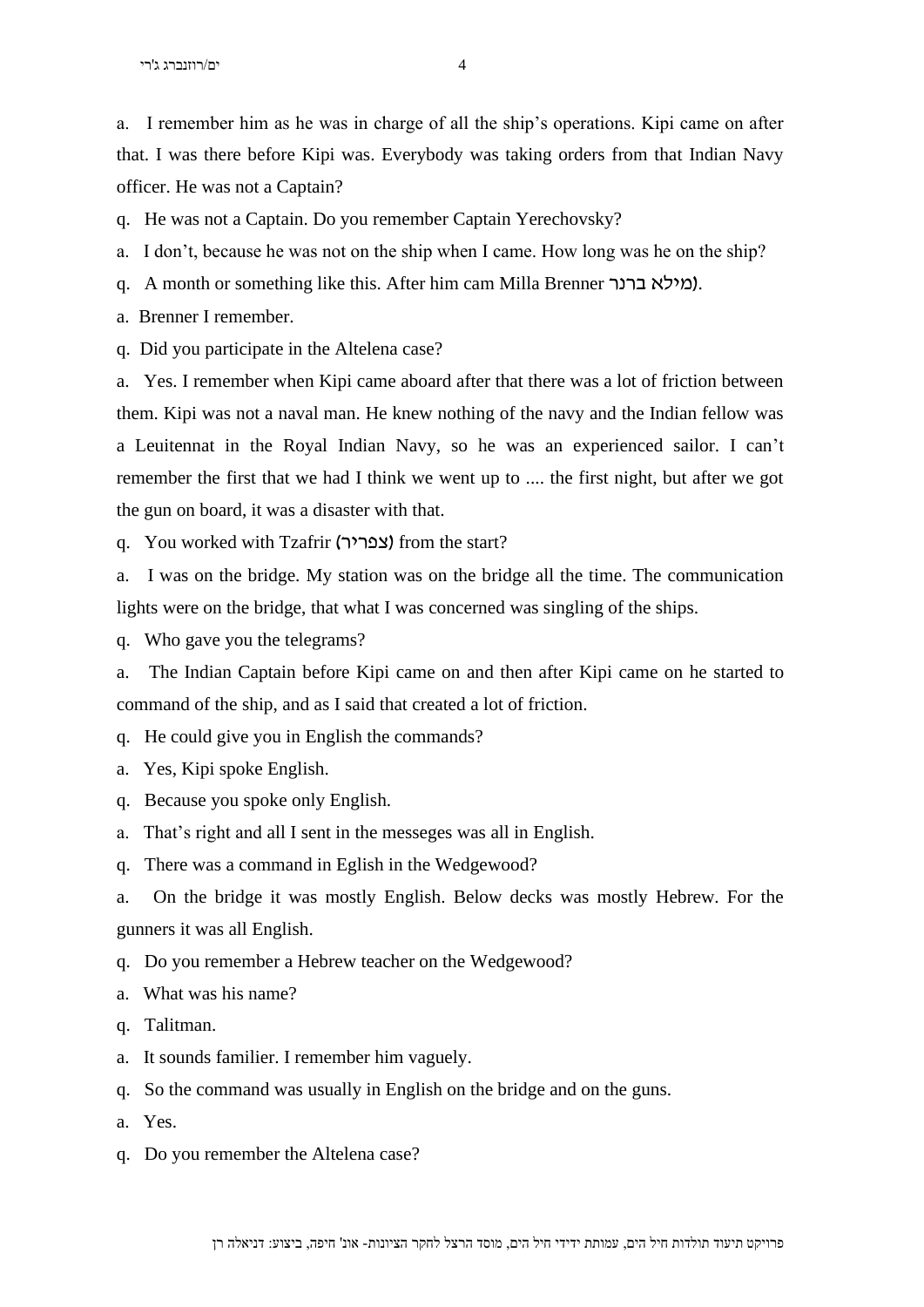a. I remember him as he was in charge of all the ship's operations. Kipi came on after that. I was there before Kipi was. Everybody was taking orders from that Indian Navy officer. He was not a Captain?

q. He was not a Captain. Do you remember Captain Yerechovsky?

a. I don't, because he was not on the ship when I came. How long was he on the ship?

q. A month or something like this. After him cam Milla Brenner (מילא ברנר).

a. Brenner I remember.

q. Did you participate in the Altelena case?

a. Yes. I remember when Kipi came aboard after that there was a lot of friction between them. Kipi was not a naval man. He knew nothing of the navy and the Indian fellow was a Leuitennat in the Royal Indian Navy, so he was an experienced sailor. I can't remember the first that we had I think we went up to .... the first night, but after we got the gun on board, it was a disaster with that.

q. You worked with Tzafrir (צפריר) from the start?

a. I was on the bridge. My station was on the bridge all the time. The communication lights were on the bridge, that what I was concerned was singling of the ships.

q. Who gave you the telegrams?

a. The Indian Captain before Kipi came on and then after Kipi came on he started to command of the ship, and as I said that created a lot of friction.

q. He could give you in English the commands?

a. Yes, Kipi spoke English.

q. Because you spoke only English.

a. That's right and all I sent in the messeges was all in English.

q. There was a command in Eglish in the Wedgewood?

a. On the bridge it was mostly English. Below decks was mostly Hebrew. For the gunners it was all English.

q. Do you remember a Hebrew teacher on the Wedgewood?

a. What was his name?

q. Talitman.

a. It sounds familier. I remember him vaguely.

q. So the command was usually in English on the bridge and on the guns.

a. Yes.

q. Do you remember the Altelena case?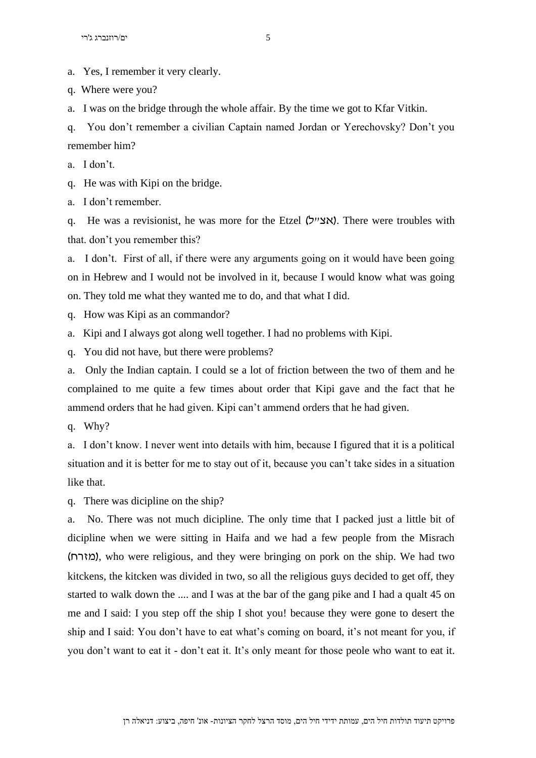a. Yes, I remember it very clearly.

q. Where were you?

a. I was on the bridge through the whole affair. By the time we got to Kfar Vitkin.

q. You don't remember a civilian Captain named Jordan or Yerechovsky? Don't you remember him?

a. I don't.

q. He was with Kipi on the bridge.

a. I don't remember.

q. He was a revisionist, he was more for the Etzel (אצ"ל). There were troubles with that. don't you remember this?

a. I don't. First of all, if there were any arguments going on it would have been going on in Hebrew and I would not be involved in it, because I would know what was going on. They told me what they wanted me to do, and that what I did.

q. How was Kipi as an commandor?

a. Kipi and I always got along well together. I had no problems with Kipi.

q. You did not have, but there were problems?

a. Only the Indian captain. I could se a lot of friction between the two of them and he complained to me quite a few times about order that Kipi gave and the fact that he ammend orders that he had given. Kipi can't ammend orders that he had given.

q. Why?

a. I don't know. I never went into details with him, because I figured that it is a political situation and it is better for me to stay out of it, because you can't take sides in a situation like that.

q. There was dicipline on the ship?

a. No. There was not much dicipline. The only time that I packed just a little bit of dicipline when we were sitting in Haifa and we had a few people from the Misrach (מזרח), who were religious, and they were bringing on pork on the ship. We had two kitckens, the kitcken was divided in two, so all the religious guys decided to get off, they started to walk down the .... and I was at the bar of the gang pike and I had a qualt 45 on me and I said: I you step off the ship I shot you! because they were gone to desert the ship and I said: You don't have to eat what's coming on board, it's not meant for you, if you don't want to eat it - don't eat it. It's only meant for those peole who want to eat it.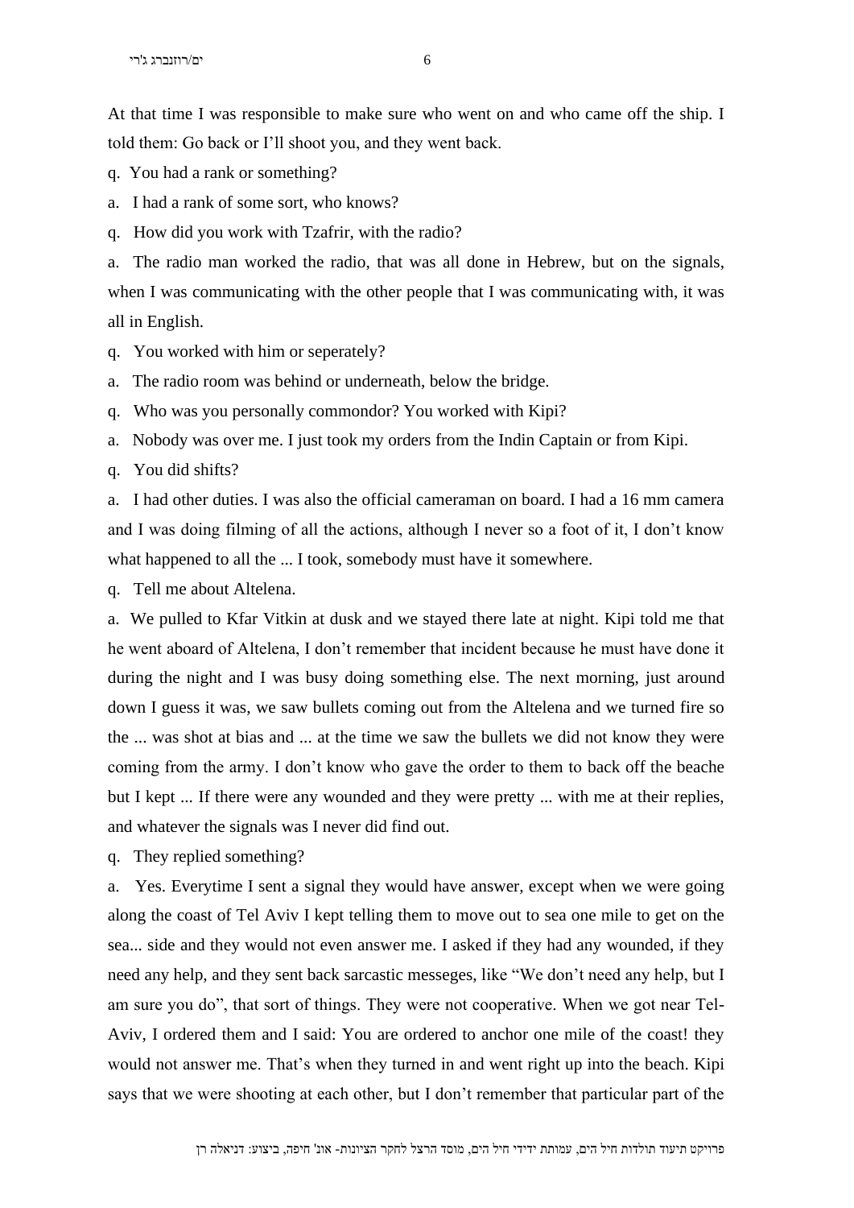At that time I was responsible to make sure who went on and who came off the ship. I told them: Go back or I'll shoot you, and they went back.

q. You had a rank or something?

a. I had a rank of some sort, who knows?

q. How did you work with Tzafrir, with the radio?

a. The radio man worked the radio, that was all done in Hebrew, but on the signals, when I was communicating with the other people that I was communicating with, it was all in English.

q. You worked with him or seperately?

a. The radio room was behind or underneath, below the bridge.

q. Who was you personally commondor? You worked with Kipi?

a. Nobody was over me. I just took my orders from the Indin Captain or from Kipi.

q. You did shifts?

a. I had other duties. I was also the official cameraman on board. I had a 16 mm camera and I was doing filming of all the actions, although I never so a foot of it, I don't know what happened to all the ... I took, somebody must have it somewhere.

q. Tell me about Altelena.

a. We pulled to Kfar Vitkin at dusk and we stayed there late at night. Kipi told me that he went aboard of Altelena, I don't remember that incident because he must have done it during the night and I was busy doing something else. The next morning, just around down I guess it was, we saw bullets coming out from the Altelena and we turned fire so the ... was shot at bias and ... at the time we saw the bullets we did not know they were coming from the army. I don't know who gave the order to them to back off the beache but I kept ... If there were any wounded and they were pretty ... with me at their replies, and whatever the signals was I never did find out.

q. They replied something?

a. Yes. Everytime I sent a signal they would have answer, except when we were going along the coast of Tel Aviv I kept telling them to move out to sea one mile to get on the sea... side and they would not even answer me. I asked if they had any wounded, if they need any help, and they sent back sarcastic messeges, like "We don't need any help, but I am sure you do", that sort of things. They were not cooperative. When we got near Tel-Aviv, I ordered them and I said: You are ordered to anchor one mile of the coast! they would not answer me. That's when they turned in and went right up into the beach. Kipi says that we were shooting at each other, but I don't remember that particular part of the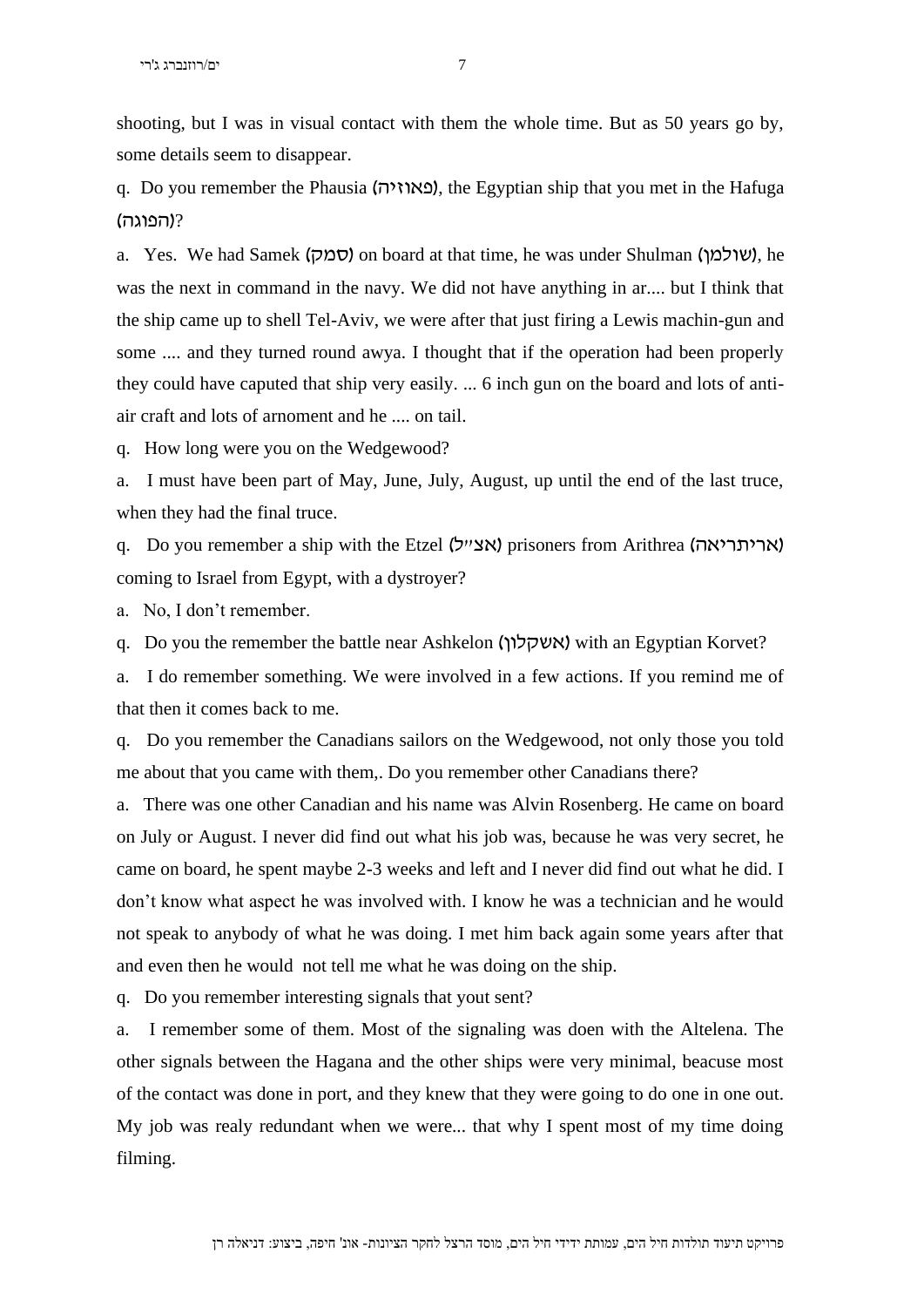shooting, but I was in visual contact with them the whole time. But as 50 years go by, some details seem to disappear.

q. Do you remember the Phausia (פאוזיה), the Egyptian ship that you met in the Hafuga (הפוגה)?

a. Yes. We had Samek (סמק) on board at that time, he was under Shulman (שולמן), he was the next in command in the navy. We did not have anything in ar.... but I think that the ship came up to shell Tel-Aviv, we were after that just firing a Lewis machin-gun and some .... and they turned round awya. I thought that if the operation had been properly they could have caputed that ship very easily. ... 6 inch gun on the board and lots of anti-air craft and lots of arnoment and he .... on tail.

q. How long were you on the Wedgewood?

a. I must have been part of May, June, July, August, up until the end of the last truce, when they had the final truce.

q. Do you remember a ship with the Etzel (אצ"ל) prisoners from Arithrea (אריתריאה) coming to Israel from Egypt, with a dystroyer?

a. No, I don't remember.

q. Do you the remember the battle near Ashkelon (אשקלון) with an Egyptian Korvet?

a. I do remember something. We were involved in a few actions. If you remind me of that then it comes back to me.

q. Do you remember the Canadians sailors on the Wedgewood, not only those you told me about that you came with them,. Do you remember other Canadians there?

a. There was one other Canadian and his name was Alvin Rosenberg. He came on board on July or August. I never did find out what his job was, because he was very secret, he came on board, he spent maybe 2-3 weeks and left and I never did find out what he did. I don't know what aspect he was involved with. I know he was a technician and he would not speak to anybody of what he was doing. I met him back again some years after that and even then he would not tell me what he was doing on the ship.

q. Do you remember interesting signals that yout sent?

a. I remember some of them. Most of the signaling was doen with the Altelena. The other signals between the Hagana and the other ships were very minimal, beacuse most of the contact was done in port, and they knew that they were going to do one in one out. My job was realy redundant when we were... that why I spent most of my time doing filming.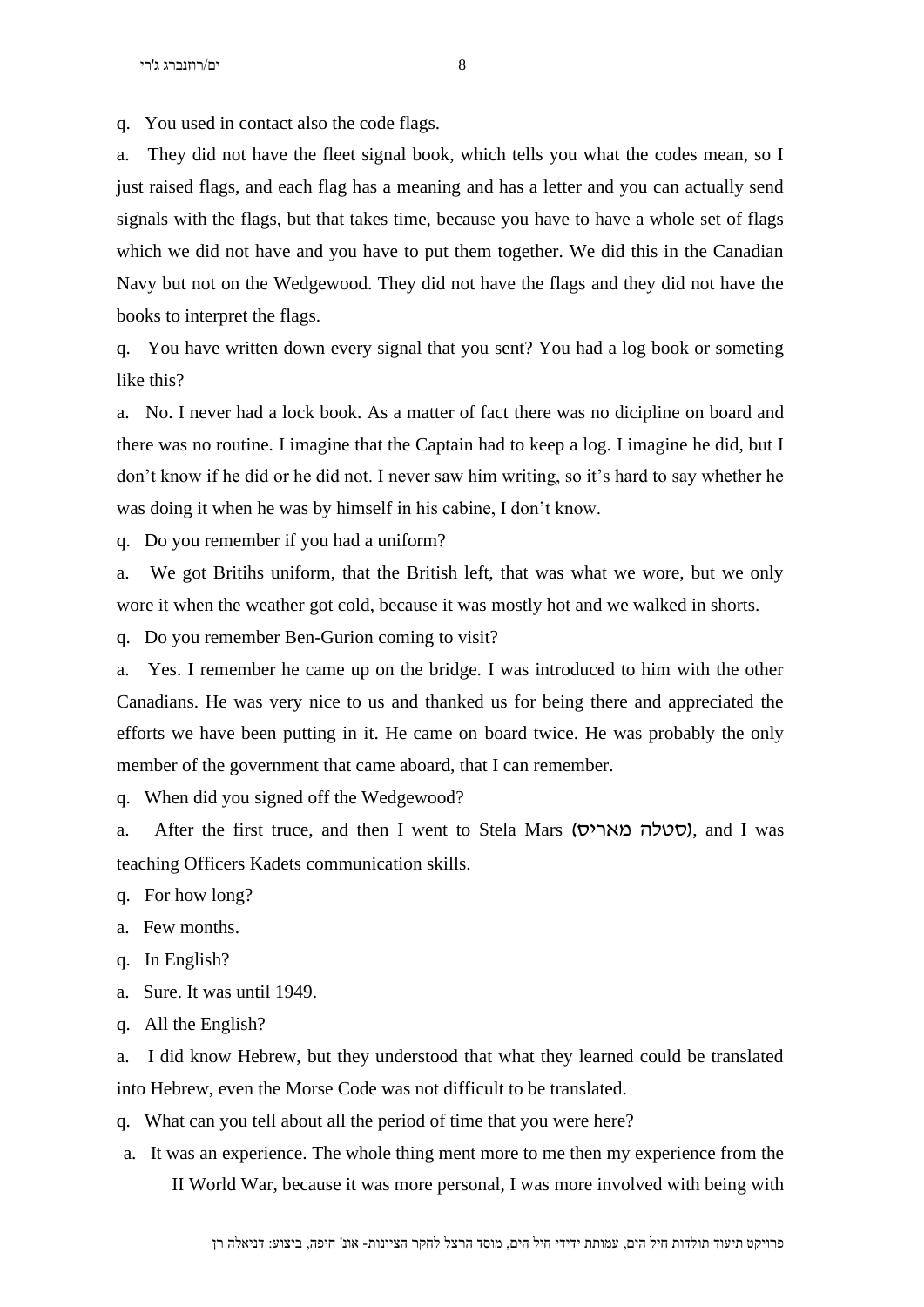q. You used in contact also the code flags.

a. They did not have the fleet signal book, which tells you what the codes mean, so I just raised flags, and each flag has a meaning and has a letter and you can actually send signals with the flags, but that takes time, because you have to have a whole set of flags which we did not have and you have to put them together. We did this in the Canadian Navy but not on the Wedgewood. They did not have the flags and they did not have the books to interpret the flags.

q. You have written down every signal that you sent? You had a log book or someting like this?

a. No. I never had a lock book. As a matter of fact there was no dicipline on board and there was no routine. I imagine that the Captain had to keep a log. I imagine he did, but I don't know if he did or he did not. I never saw him writing, so it's hard to say whether he was doing it when he was by himself in his cabine, I don't know.

q. Do you remember if you had a uniform?

a. We got Britihs uniform, that the British left, that was what we wore, but we only wore it when the weather got cold, because it was mostly hot and we walked in shorts.

q. Do you remember Ben-Gurion coming to visit?

a. Yes. I remember he came up on the bridge. I was introduced to him with the other Canadians. He was very nice to us and thanked us for being there and appreciated the efforts we have been putting in it. He came on board twice. He was probably the only member of the government that came aboard, that I can remember.

q. When did you signed off the Wedgewood?

a. After the first truce, and then I went to Stela Mars (סטלה מאריס), and I was teaching Officers Kadets communication skills.

q. For how long?

a. Few months.

q. In English?

a. Sure. It was until 1949.

q. All the English?

a. I did know Hebrew, but they understood that what they learned could be translated into Hebrew, even the Morse Code was not difficult to be translated.

q. What can you tell about all the period of time that you were here?

a. It was an experience. The whole thing ment more to me then my experience from the II World War, because it was more personal, I was more involved with being with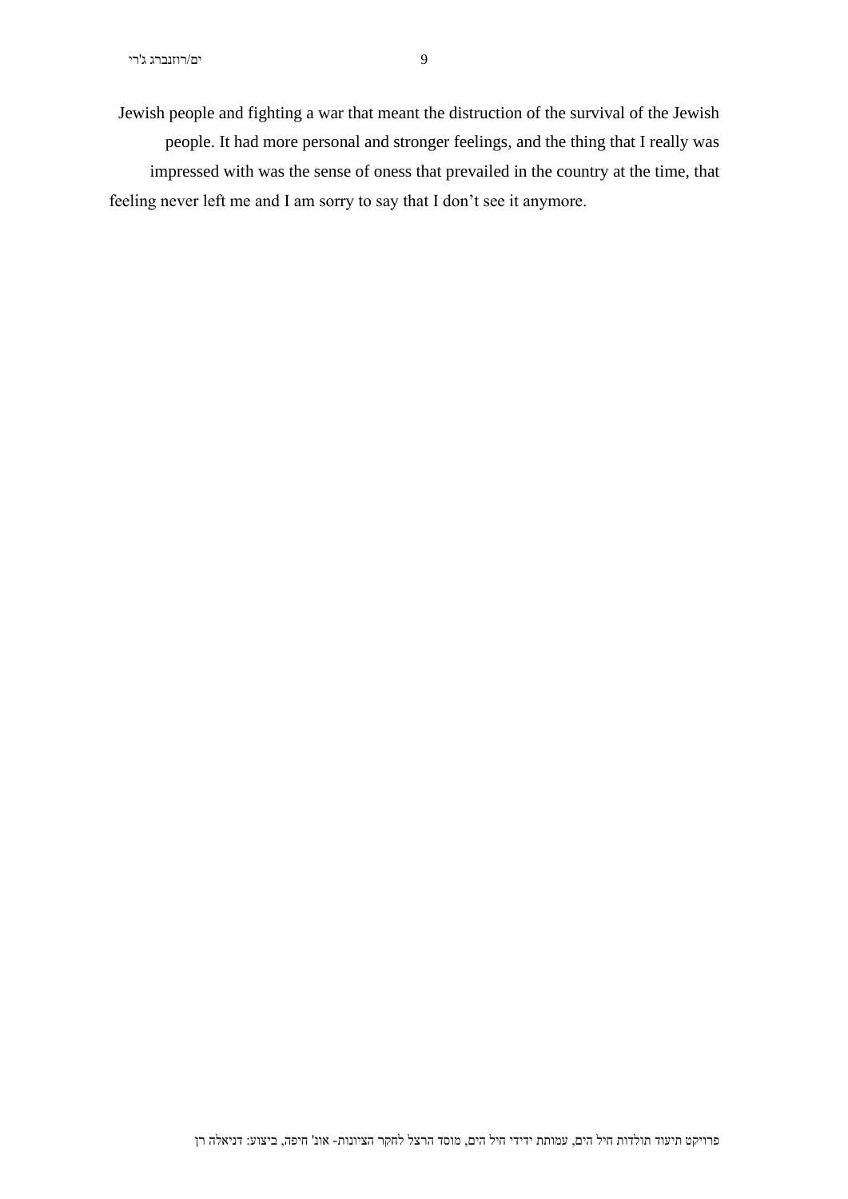Jewish people and fighting a war that meant the distruction of the survival of the Jewish people. It had more personal and stronger feelings, and the thing that I really was impressed with was the sense of oness that prevailed in the country at the time, that feeling never left me and I am sorry to say that I don't see it anymore.